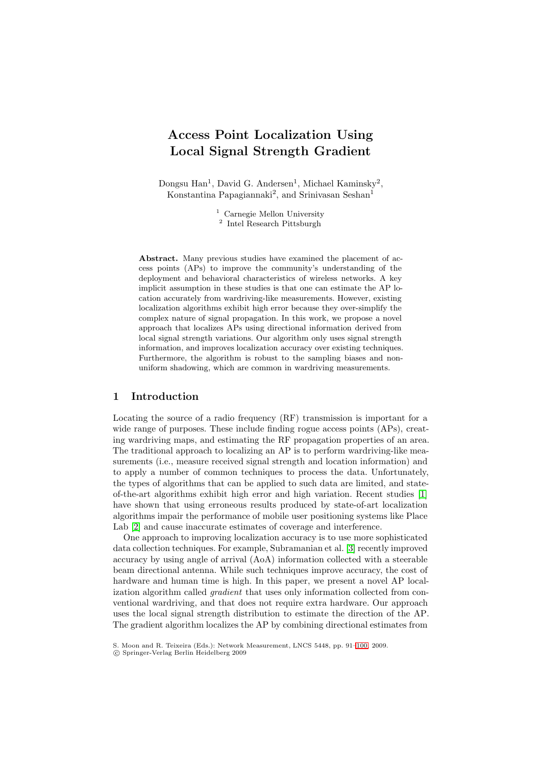# Access Point Localization Using Local Signal Strength Gradient

Dongsu Han[1], David G. Andersen[1], Michael Kaminsky[2], Konstantina Papagiannaki[2], and Srinivasan Seshan[1]

[1] Carnegie Mellon University
[2] Intel Research Pittsburgh

**Abstract.** Many previous studies have examined the placement of access points (APs) to improve the community's understanding of the deployment and behavioral characteristics of wireless networks. A key implicit assumption in these studies is that one can estimate the AP location accurately from wardriving-like measurements. However, existing localization algorithms exhibit high error because they over-simplify the complex nature of signal propagation. In this work, we propose a novel approach that localizes APs using directional information derived from local signal strength variations. Our algorithm only uses signal strength information, and improves localization accuracy over existing techniques. Furthermore, the algorithm is robust to the sampling biases and non-uniform shadowing, which are common in wardriving measurements.

## 1 Introduction

Locating the source of a radio frequency (RF) transmission is important for a wide range of purposes. These include finding rogue access points (APs), creating wardriving maps, and estimating the RF propagation properties of an area. The traditional approach to localizing an AP is to perform wardriving-like measurements (i.e., measure received signal strength and location information) and to apply a number of common techniques to process the data. Unfortunately, the types of algorithms that can be applied to such data are limited, and state-of-the-art algorithms exhibit high error and high variation. Recent studies [1] have shown that using erroneous results produced by state-of-art localization algorithms impair the performance of mobile user positioning systems like Place Lab [2] and cause inaccurate estimates of coverage and interference.

One approach to improving localization accuracy is to use more sophisticated data collection techniques. For example, Subramanian et al. [3] recently improved accuracy by using angle of arrival (AoA) information collected with a steerable beam directional antenna. While such techniques improve accuracy, the cost of hardware and human time is high. In this paper, we present a novel AP localization algorithm called *gradient* that uses only information collected from conventional wardriving, and that does not require extra hardware. Our approach uses the local signal strength distribution to estimate the direction of the AP. The gradient algorithm localizes the AP by combining directional estimates from

S. Moon and R. Teixeira (Eds.): Network Measurement, LNCS 5448, pp. 91–100, 2009.
© Springer-Verlag Berlin Heidelberg 2009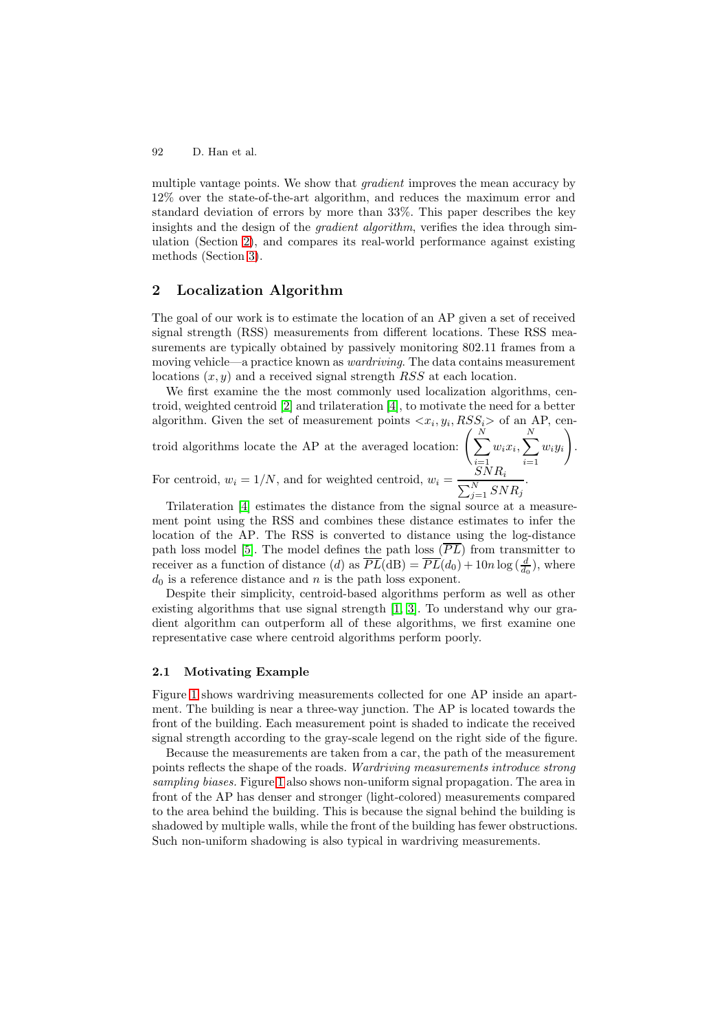multiple vantage points. We show that *gradient* improves the mean accuracy by 12% over the state-of-the-art algorithm, and reduces the maximum error and standard deviation of errors by more than 33%. This paper describes the key insights and the design of the *gradient algorithm*, verifies the idea through simulation (Section 2), and compares its real-world performance against existing methods (Section 3).

## 2 Localization Algorithm

The goal of our work is to estimate the location of an AP given a set of received signal strength (RSS) measurements from different locations. These RSS measurements are typically obtained by passively monitoring 802.11 frames from a moving vehicle—a practice known as *wardriving*. The data contains measurement locations $(x, y)$ and a received signal strength $RSS$ at each location.

We first examine the the most commonly used localization algorithms, centroid, weighted centroid [2] and trilateration [4], to motivate the need for a better algorithm. Given the set of measurement points $<x_i, y_i, RSS_i>$ of an AP, centroid algorithms locate the AP at the averaged location: $\left(\sum_{i=1}^{N} w_i x_i, \sum_{i=1}^{N} w_i y_i\right)$. For centroid, $w_i = 1/N$, and for weighted centroid, $w_i = \frac{SNR_i}{\sum_{j=1}^{N} SNR_j}$.

Trilateration [4] estimates the distance from the signal source at a measurement point using the RSS and combines these distance estimates to infer the location of the AP. The RSS is converted to distance using the log-distance path loss model [5]. The model defines the path loss ($\overline{PL}$) from transmitter to receiver as a function of distance ($d$) as $\overline{PL}(\text{dB}) = \overline{PL}(d_0) + 10n \log\left(\frac{d}{d_0}\right)$, where $d_0$ is a reference distance and $n$ is the path loss exponent.

Despite their simplicity, centroid-based algorithms perform as well as other existing algorithms that use signal strength [1, 3]. To understand why our gradient algorithm can outperform all of these algorithms, we first examine one representative case where centroid algorithms perform poorly.

### 2.1 Motivating Example

Figure 1 shows wardriving measurements collected for one AP inside an apartment. The building is near a three-way junction. The AP is located towards the front of the building. Each measurement point is shaded to indicate the received signal strength according to the gray-scale legend on the right side of the figure.

Because the measurements are taken from a car, the path of the measurement points reflects the shape of the roads. *Wardriving measurements introduce strong sampling biases.* Figure 1 also shows non-uniform signal propagation. The area in front of the AP has denser and stronger (light-colored) measurements compared to the area behind the building. This is because the signal behind the building is shadowed by multiple walls, while the front of the building has fewer obstructions. Such non-uniform shadowing is also typical in wardriving measurements.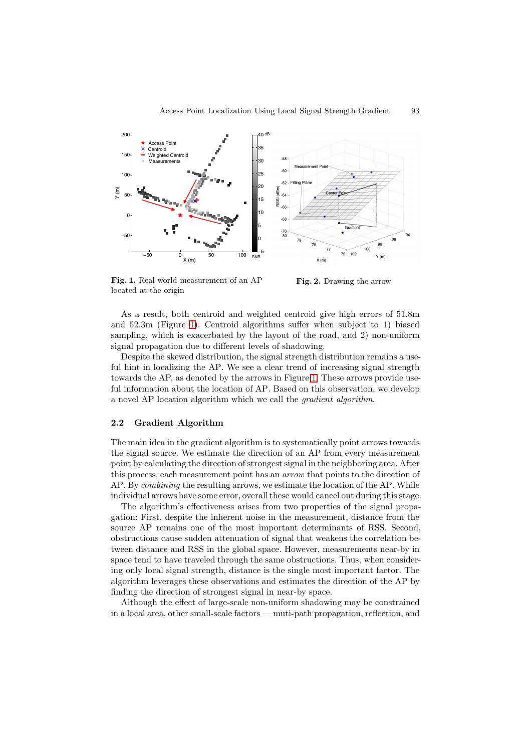200

150

100

50

0

−50

Y (m)

−50 0 50 100

X (m)

Access Point

Centroid

Weighted Centroid

Measurements

40 dB

35

30

25

20

15

10

5

0

−5

SNR

-58

-60

-62

-64

-66

-68

-70

RSSI (dBm)

Measurement Point

Fitting Plane

Center Point

Gradient

80 79 78 77 76

X (m)

102 100 98 96 94

Y (m)

**Fig. 1.** Real world measurement of an AP located at the origin

**Fig. 2.** Drawing the arrow

As a result, both centroid and weighted centroid give high errors of 51.8m and 52.3m (Figure 1). Centroid algorithms suffer when subject to 1) biased sampling, which is exacerbated by the layout of the road, and 2) non-uniform signal propagation due to different levels of shadowing.

Despite the skewed distribution, the signal strength distribution remains a useful hint in localizing the AP. We see a clear trend of increasing signal strength towards the AP, as denoted by the arrows in Figure 1. These arrows provide useful information about the location of AP. Based on this observation, we develop a novel AP location algorithm which we call the *gradient algorithm*.

### 2.2 Gradient Algorithm

The main idea in the gradient algorithm is to systematically point arrows towards the signal source. We estimate the direction of an AP from every measurement point by calculating the direction of strongest signal in the neighboring area. After this process, each measurement point has an *arrow* that points to the direction of AP. By *combining* the resulting arrows, we estimate the location of the AP. While individual arrows have some error, overall these would cancel out during this stage.

The algorithm's effectiveness arises from two properties of the signal propagation: First, despite the inherent noise in the measurement, distance from the source AP remains one of the most important determinants of RSS. Second, obstructions cause sudden attenuation of signal that weakens the correlation between distance and RSS in the global space. However, measurements near-by in space tend to have traveled through the same obstructions. Thus, when considering only local signal strength, distance is the single most important factor. The algorithm leverages these observations and estimates the direction of the AP by finding the direction of strongest signal in near-by space.

Although the effect of large-scale non-uniform shadowing may be constrained in a local area, other small-scale factors — muti-path propagation, reflection, and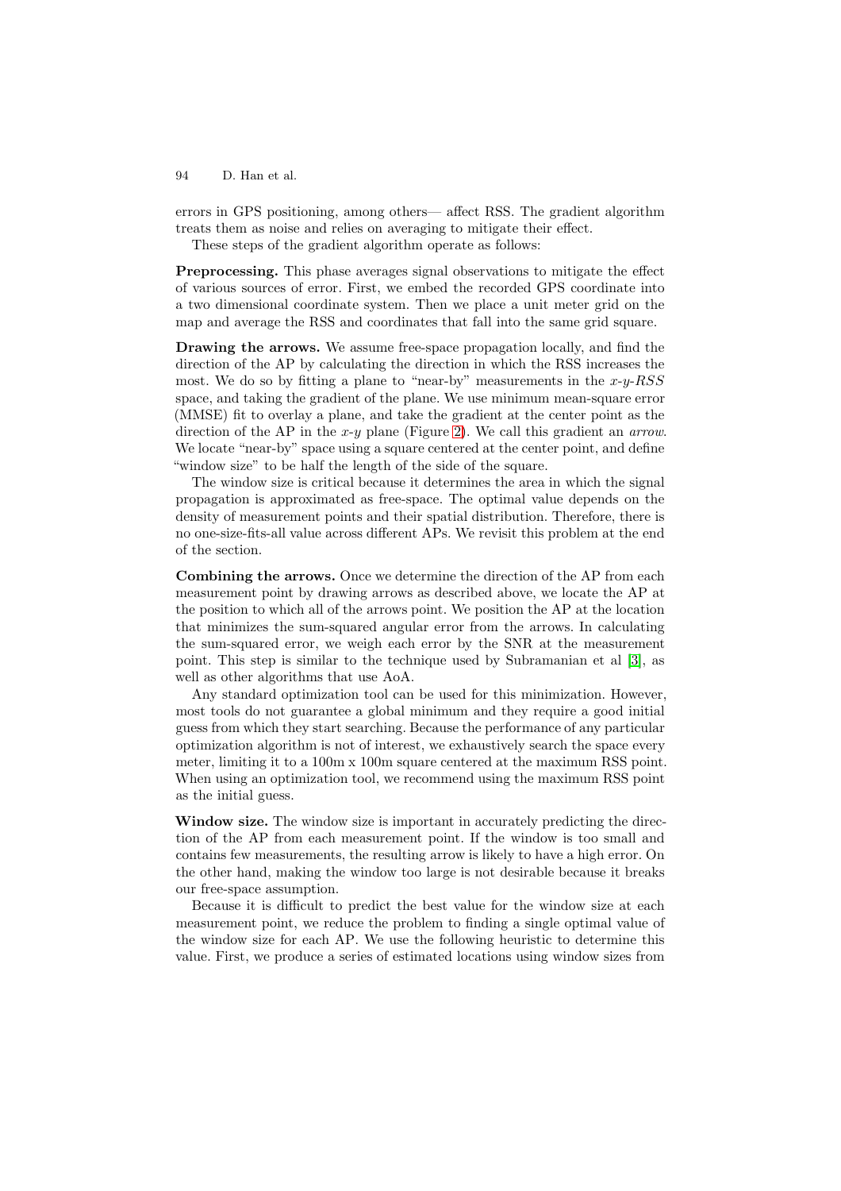errors in GPS positioning, among others— affect RSS. The gradient algorithm treats them as noise and relies on averaging to mitigate their effect.

These steps of the gradient algorithm operate as follows:

**Preprocessing.** This phase averages signal observations to mitigate the effect of various sources of error. First, we embed the recorded GPS coordinate into a two dimensional coordinate system. Then we place a unit meter grid on the map and average the RSS and coordinates that fall into the same grid square.

**Drawing the arrows.** We assume free-space propagation locally, and find the direction of the AP by calculating the direction in which the RSS increases the most. We do so by fitting a plane to "near-by" measurements in the $x$-$y$-$RSS$ space, and taking the gradient of the plane. We use minimum mean-square error (MMSE) fit to overlay a plane, and take the gradient at the center point as the direction of the AP in the $x$-$y$ plane (Figure 2). We call this gradient an *arrow*. We locate "near-by" space using a square centered at the center point, and define "window size" to be half the length of the side of the square.

The window size is critical because it determines the area in which the signal propagation is approximated as free-space. The optimal value depends on the density of measurement points and their spatial distribution. Therefore, there is no one-size-fits-all value across different APs. We revisit this problem at the end of the section.

**Combining the arrows.** Once we determine the direction of the AP from each measurement point by drawing arrows as described above, we locate the AP at the position to which all of the arrows point. We position the AP at the location that minimizes the sum-squared angular error from the arrows. In calculating the sum-squared error, we weigh each error by the SNR at the measurement point. This step is similar to the technique used by Subramanian et al [3], as well as other algorithms that use AoA.

Any standard optimization tool can be used for this minimization. However, most tools do not guarantee a global minimum and they require a good initial guess from which they start searching. Because the performance of any particular optimization algorithm is not of interest, we exhaustively search the space every meter, limiting it to a 100m x 100m square centered at the maximum RSS point. When using an optimization tool, we recommend using the maximum RSS point as the initial guess.

**Window size.** The window size is important in accurately predicting the direction of the AP from each measurement point. If the window is too small and contains few measurements, the resulting arrow is likely to have a high error. On the other hand, making the window too large is not desirable because it breaks our free-space assumption.

Because it is difficult to predict the best value for the window size at each measurement point, we reduce the problem to finding a single optimal value of the window size for each AP. We use the following heuristic to determine this value. First, we produce a series of estimated locations using window sizes from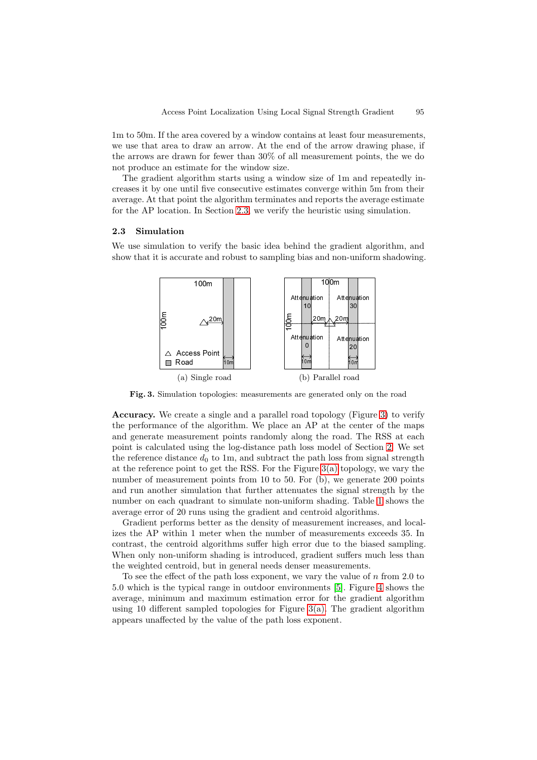1m to 50m. If the area covered by a window contains at least four measurements, we use that area to draw an arrow. At the end of the arrow drawing phase, if the arrows are drawn for fewer than 30% of all measurement points, the we do not produce an estimate for the window size.

The gradient algorithm starts using a window size of 1m and repeatedly increases it by one until five consecutive estimates converge within 5m from their average. At that point the algorithm terminates and reports the average estimate for the AP location. In Section 2.3, we verify the heuristic using simulation.

### 2.3 Simulation

We use simulation to verify the basic idea behind the gradient algorithm, and show that it is accurate and robust to sampling bias and non-uniform shadowing.

(a) Single road

(b) Parallel road

**Fig. 3.** Simulation topologies: measurements are generated only on the road

**Accuracy.** We create a single and a parallel road topology (Figure 3) to verify the performance of the algorithm. We place an AP at the center of the maps and generate measurement points randomly along the road. The RSS at each point is calculated using the log-distance path loss model of Section 2. We set the reference distance $d_0$ to 1m, and subtract the path loss from signal strength at the reference point to get the RSS. For the Figure 3(a) topology, we vary the number of measurement points from 10 to 50. For (b), we generate 200 points and run another simulation that further attenuates the signal strength by the number on each quadrant to simulate non-uniform shading. Table 1 shows the average error of 20 runs using the gradient and centroid algorithms.

Gradient performs better as the density of measurement increases, and localizes the AP within 1 meter when the number of measurements exceeds 35. In contrast, the centroid algorithms suffer high error due to the biased sampling. When only non-uniform shading is introduced, gradient suffers much less than the weighted centroid, but in general needs denser measurements.

To see the effect of the path loss exponent, we vary the value of $n$ from 2.0 to 5.0 which is the typical range in outdoor environments [5]. Figure 4 shows the average, minimum and maximum estimation error for the gradient algorithm using 10 different sampled topologies for Figure 3(a). The gradient algorithm appears unaffected by the value of the path loss exponent.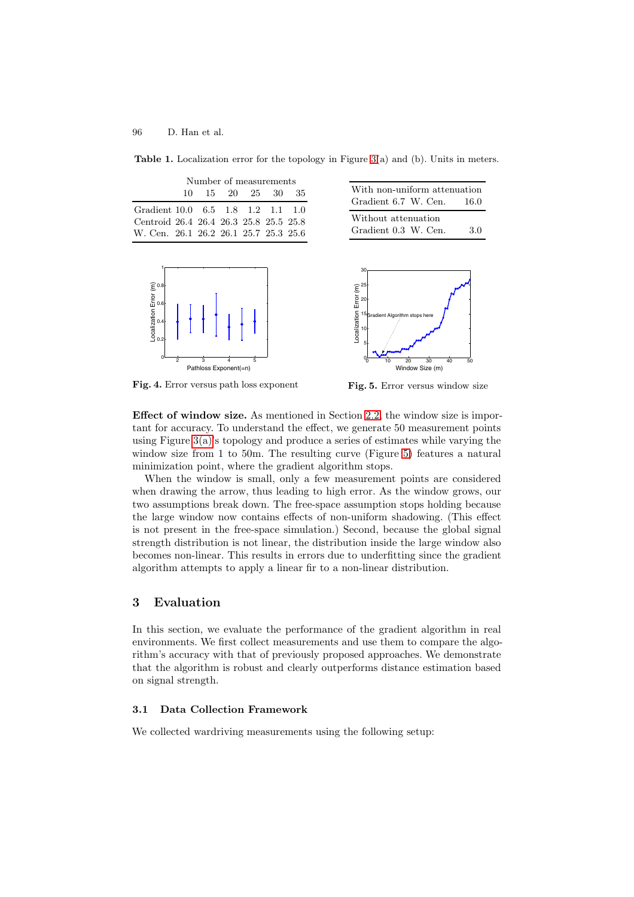**Table 1.** Localization error for the topology in Figure 3(a) and (b). Units in meters.

| | Number of measurements | | | | | |
|---|---|---|---|---|---|---|
| | 10 | 15 | 20 | 25 | 30 | 35 |
| Gradient | 10.0 | 6.5 | 1.8 | 1.2 | 1.1 | 1.0 |
| Centroid | 26.4 | 26.4 | 26.3 | 25.8 | 25.5 | 25.8 |
| W. Cen. | 26.1 | 26.2 | 26.1 | 25.7 | 25.3 | 25.6 |

| With non-uniform attenuation | |
|---|---|
| Gradient 6.7 W. Cen. | 16.0 |
| **Without attenuation** | |
| Gradient 0.3 W. Cen. | 3.0 |

**Fig. 4.** Error versus path loss exponent

**Fig. 5.** Error versus window size

**Effect of window size.** As mentioned in Section 2.2, the window size is important for accuracy. To understand the effect, we generate 50 measurement points using Figure 3(a)'s topology and produce a series of estimates while varying the window size from 1 to 50m. The resulting curve (Figure 5) features a natural minimization point, where the gradient algorithm stops.

When the window is small, only a few measurement points are considered when drawing the arrow, thus leading to high error. As the window grows, our two assumptions break down. The free-space assumption stops holding because the large window now contains effects of non-uniform shadowing. (This effect is not present in the free-space simulation.) Second, because the global signal strength distribution is not linear, the distribution inside the large window also becomes non-linear. This results in errors due to underfitting since the gradient algorithm attempts to apply a linear fir to a non-linear distribution.

## 3 Evaluation

In this section, we evaluate the performance of the gradient algorithm in real environments. We first collect measurements and use them to compare the algorithm's accuracy with that of previously proposed approaches. We demonstrate that the algorithm is robust and clearly outperforms distance estimation based on signal strength.

### 3.1 Data Collection Framework

We collected wardriving measurements using the following setup: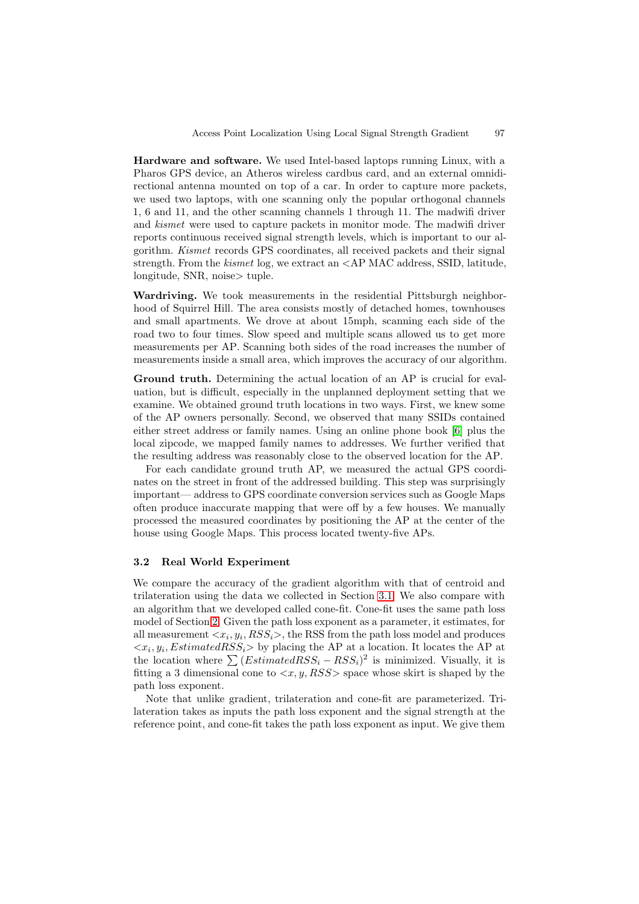**Hardware and software.** We used Intel-based laptops running Linux, with a Pharos GPS device, an Atheros wireless cardbus card, and an external omnidirectional antenna mounted on top of a car. In order to capture more packets, we used two laptops, with one scanning only the popular orthogonal channels 1, 6 and 11, and the other scanning channels 1 through 11. The madwifi driver and *kismet* were used to capture packets in monitor mode. The madwifi driver reports continuous received signal strength levels, which is important to our algorithm. *Kismet* records GPS coordinates, all received packets and their signal strength. From the *kismet* log, we extract an <AP MAC address, SSID, latitude, longitude, SNR, noise> tuple.

**Wardriving.** We took measurements in the residential Pittsburgh neighborhood of Squirrel Hill. The area consists mostly of detached homes, townhouses and small apartments. We drove at about 15mph, scanning each side of the road two to four times. Slow speed and multiple scans allowed us to get more measurements per AP. Scanning both sides of the road increases the number of measurements inside a small area, which improves the accuracy of our algorithm.

**Ground truth.** Determining the actual location of an AP is crucial for evaluation, but is difficult, especially in the unplanned deployment setting that we examine. We obtained ground truth locations in two ways. First, we knew some of the AP owners personally. Second, we observed that many SSIDs contained either street address or family names. Using an online phone book [6] plus the local zipcode, we mapped family names to addresses. We further verified that the resulting address was reasonably close to the observed location for the AP.

For each candidate ground truth AP, we measured the actual GPS coordinates on the street in front of the addressed building. This step was surprisingly important— address to GPS coordinate conversion services such as Google Maps often produce inaccurate mapping that were off by a few houses. We manually processed the measured coordinates by positioning the AP at the center of the house using Google Maps. This process located twenty-five APs.

### 3.2 Real World Experiment

We compare the accuracy of the gradient algorithm with that of centroid and trilateration using the data we collected in Section 3.1. We also compare with an algorithm that we developed called cone-fit. Cone-fit uses the same path loss model of Section 2. Given the path loss exponent as a parameter, it estimates, for all measurement $<x_i, y_i, RSS_i>$, the RSS from the path loss model and produces $<x_i, y_i, EstimatedRSS_i>$ by placing the AP at a location. It locates the AP at the location where $\sum (EstimatedRSS_i - RSS_i)^2$ is minimized. Visually, it is fitting a 3 dimensional cone to $<x, y, RSS>$ space whose skirt is shaped by the path loss exponent.

Note that unlike gradient, trilateration and cone-fit are parameterized. Trilateration takes as inputs the path loss exponent and the signal strength at the reference point, and cone-fit takes the path loss exponent as input. We give them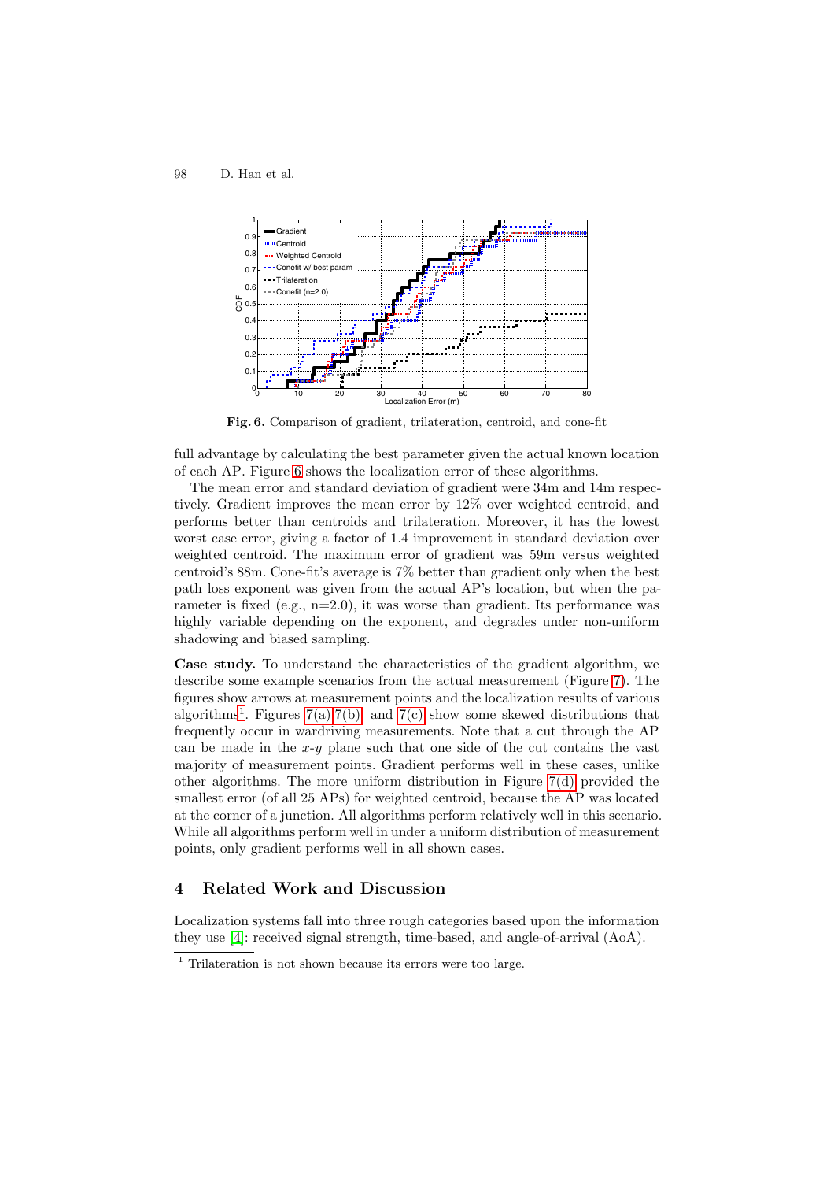Fig. 6. Comparison of gradient, trilateration, centroid, and cone-fit

full advantage by calculating the best parameter given the actual known location of each AP. Figure 6 shows the localization error of these algorithms.

The mean error and standard deviation of gradient were 34m and 14m respectively. Gradient improves the mean error by 12% over weighted centroid, and performs better than centroids and trilateration. Moreover, it has the lowest worst case error, giving a factor of 1.4 improvement in standard deviation over weighted centroid. The maximum error of gradient was 59m versus weighted centroid's 88m. Cone-fit's average is 7% better than gradient only when the best path loss exponent was given from the actual AP's location, but when the parameter is fixed (e.g., n=2.0), it was worse than gradient. Its performance was highly variable depending on the exponent, and degrades under non-uniform shadowing and biased sampling.

**Case study.** To understand the characteristics of the gradient algorithm, we describe some example scenarios from the actual measurement (Figure 7). The figures show arrows at measurement points and the localization results of various algorithms[1]. Figures 7(a) 7(b), and 7(c) show some skewed distributions that frequently occur in wardriving measurements. Note that a cut through the AP can be made in the $x$-$y$ plane such that one side of the cut contains the vast majority of measurement points. Gradient performs well in these cases, unlike other algorithms. The more uniform distribution in Figure 7(d) provided the smallest error (of all 25 APs) for weighted centroid, because the AP was located at the corner of a junction. All algorithms perform relatively well in this scenario. While all algorithms perform well in under a uniform distribution of measurement points, only gradient performs well in all shown cases.

## 4 Related Work and Discussion

Localization systems fall into three rough categories based upon the information they use [4]: received signal strength, time-based, and angle-of-arrival (AoA).

[1] Trilateration is not shown because its errors were too large.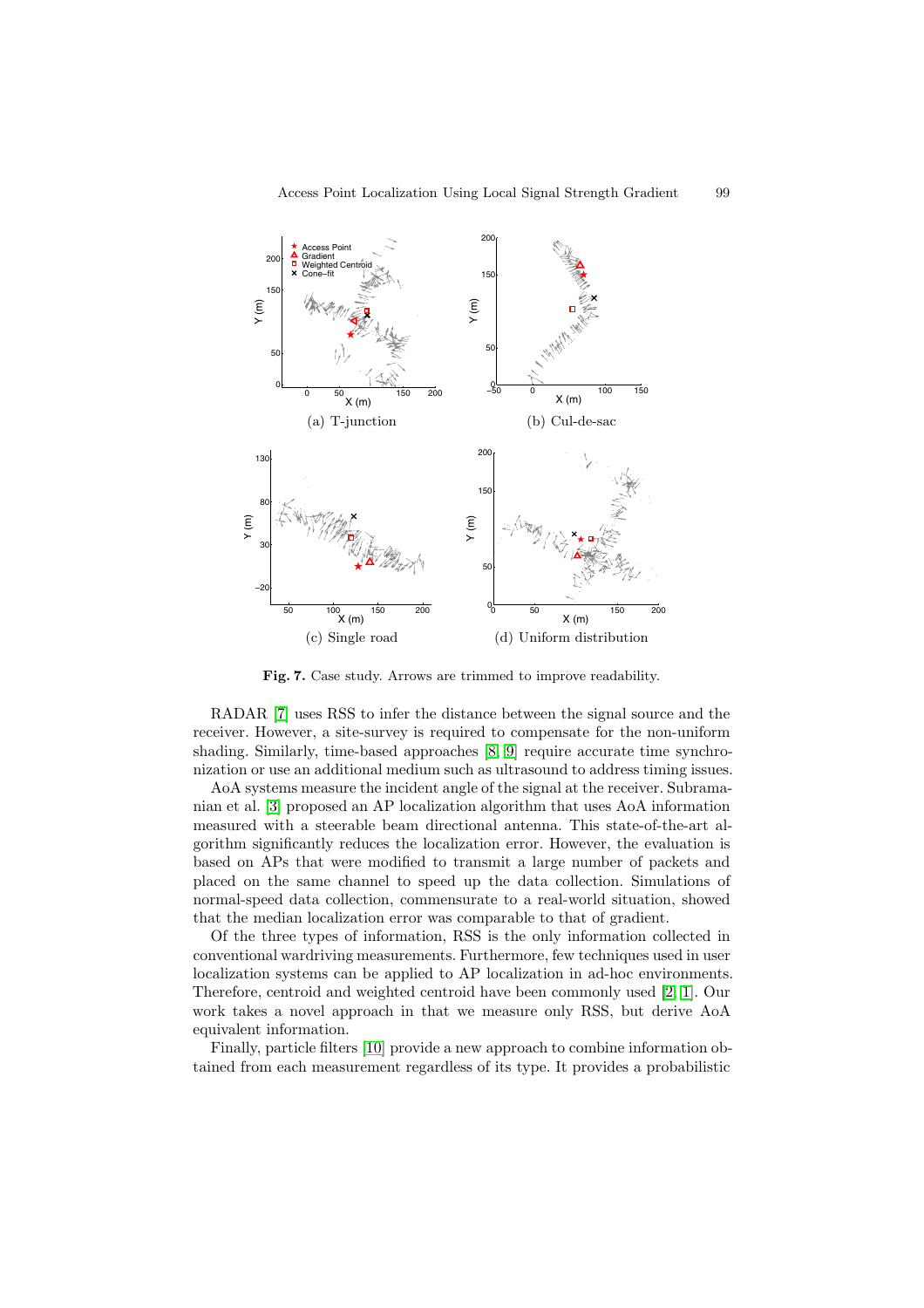(a) T-junction

(b) Cul-de-sac

(c) Single road

(d) Uniform distribution

**Fig. 7.** Case study. Arrows are trimmed to improve readability.

RADAR [7] uses RSS to infer the distance between the signal source and the receiver. However, a site-survey is required to compensate for the non-uniform shading. Similarly, time-based approaches [8, 9] require accurate time synchronization or use an additional medium such as ultrasound to address timing issues.

AoA systems measure the incident angle of the signal at the receiver. Subramanian et al. [3] proposed an AP localization algorithm that uses AoA information measured with a steerable beam directional antenna. This state-of-the-art algorithm significantly reduces the localization error. However, the evaluation is based on APs that were modified to transmit a large number of packets and placed on the same channel to speed up the data collection. Simulations of normal-speed data collection, commensurate to a real-world situation, showed that the median localization error was comparable to that of gradient.

Of the three types of information, RSS is the only information collected in conventional wardriving measurements. Furthermore, few techniques used in user localization systems can be applied to AP localization in ad-hoc environments. Therefore, centroid and weighted centroid have been commonly used [2, 1]. Our work takes a novel approach in that we measure only RSS, but derive AoA equivalent information.

Finally, particle filters [10] provide a new approach to combine information obtained from each measurement regardless of its type. It provides a probabilistic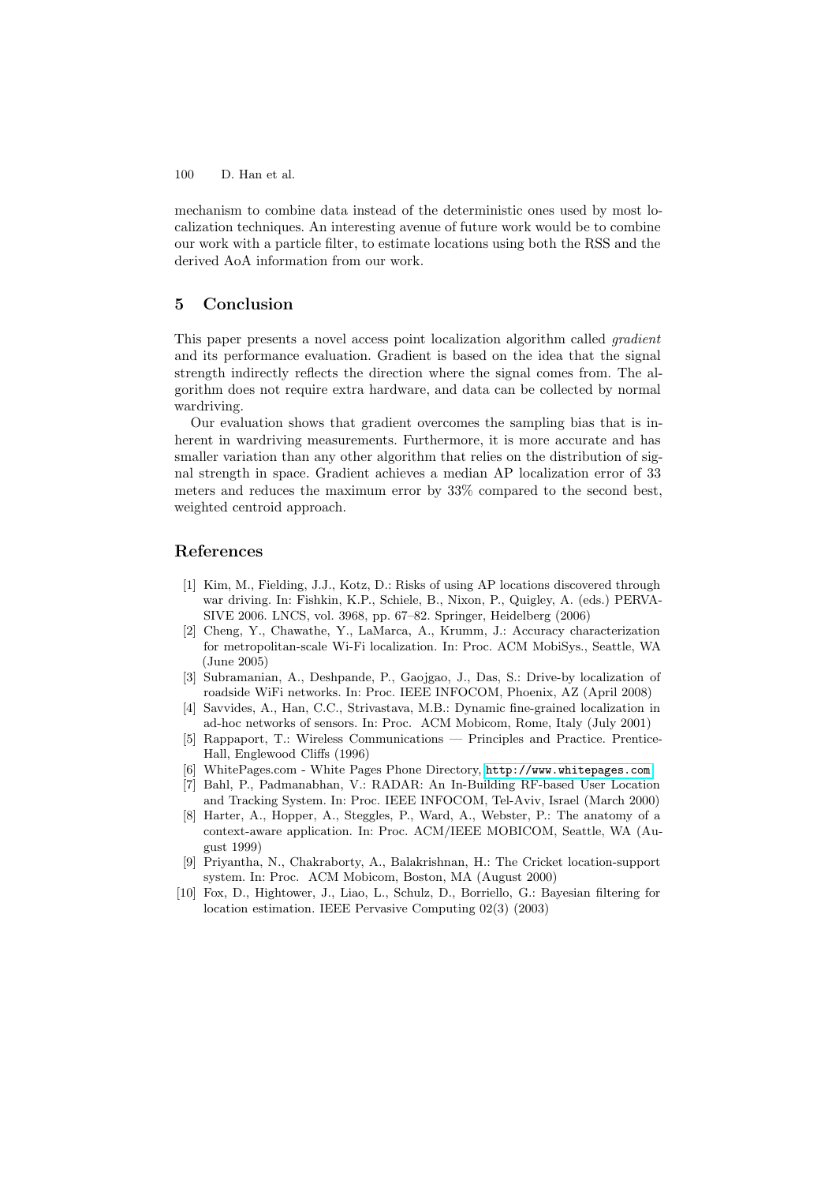mechanism to combine data instead of the deterministic ones used by most localization techniques. An interesting avenue of future work would be to combine our work with a particle filter, to estimate locations using both the RSS and the derived AoA information from our work.

## 5 Conclusion

This paper presents a novel access point localization algorithm called *gradient* and its performance evaluation. Gradient is based on the idea that the signal strength indirectly reflects the direction where the signal comes from. The algorithm does not require extra hardware, and data can be collected by normal wardriving.

Our evaluation shows that gradient overcomes the sampling bias that is inherent in wardriving measurements. Furthermore, it is more accurate and has smaller variation than any other algorithm that relies on the distribution of signal strength in space. Gradient achieves a median AP localization error of 33 meters and reduces the maximum error by 33% compared to the second best, weighted centroid approach.

## References

[1] Kim, M., Fielding, J.J., Kotz, D.: Risks of using AP locations discovered through war driving. In: Fishkin, K.P., Schiele, B., Nixon, P., Quigley, A. (eds.) PERVASIVE 2006. LNCS, vol. 3968, pp. 67–82. Springer, Heidelberg (2006)

[2] Cheng, Y., Chawathe, Y., LaMarca, A., Krumm, J.: Accuracy characterization for metropolitan-scale Wi-Fi localization. In: Proc. ACM MobiSys., Seattle, WA (June 2005)

[3] Subramanian, A., Deshpande, P., Gaojgao, J., Das, S.: Drive-by localization of roadside WiFi networks. In: Proc. IEEE INFOCOM, Phoenix, AZ (April 2008)

[4] Savvides, A., Han, C.C., Strivastava, M.B.: Dynamic fine-grained localization in ad-hoc networks of sensors. In: Proc. ACM Mobicom, Rome, Italy (July 2001)

[5] Rappaport, T.: Wireless Communications — Principles and Practice. Prentice-Hall, Englewood Cliffs (1996)

[6] WhitePages.com - White Pages Phone Directory, http://www.whitepages.com

[7] Bahl, P., Padmanabhan, V.: RADAR: An In-Building RF-based User Location and Tracking System. In: Proc. IEEE INFOCOM, Tel-Aviv, Israel (March 2000)

[8] Harter, A., Hopper, A., Steggles, P., Ward, A., Webster, P.: The anatomy of a context-aware application. In: Proc. ACM/IEEE MOBICOM, Seattle, WA (August 1999)

[9] Priyantha, N., Chakraborty, A., Balakrishnan, H.: The Cricket location-support system. In: Proc. ACM Mobicom, Boston, MA (August 2000)

[10] Fox, D., Hightower, J., Liao, L., Schulz, D., Borriello, G.: Bayesian filtering for location estimation. IEEE Pervasive Computing 02(3) (2003)